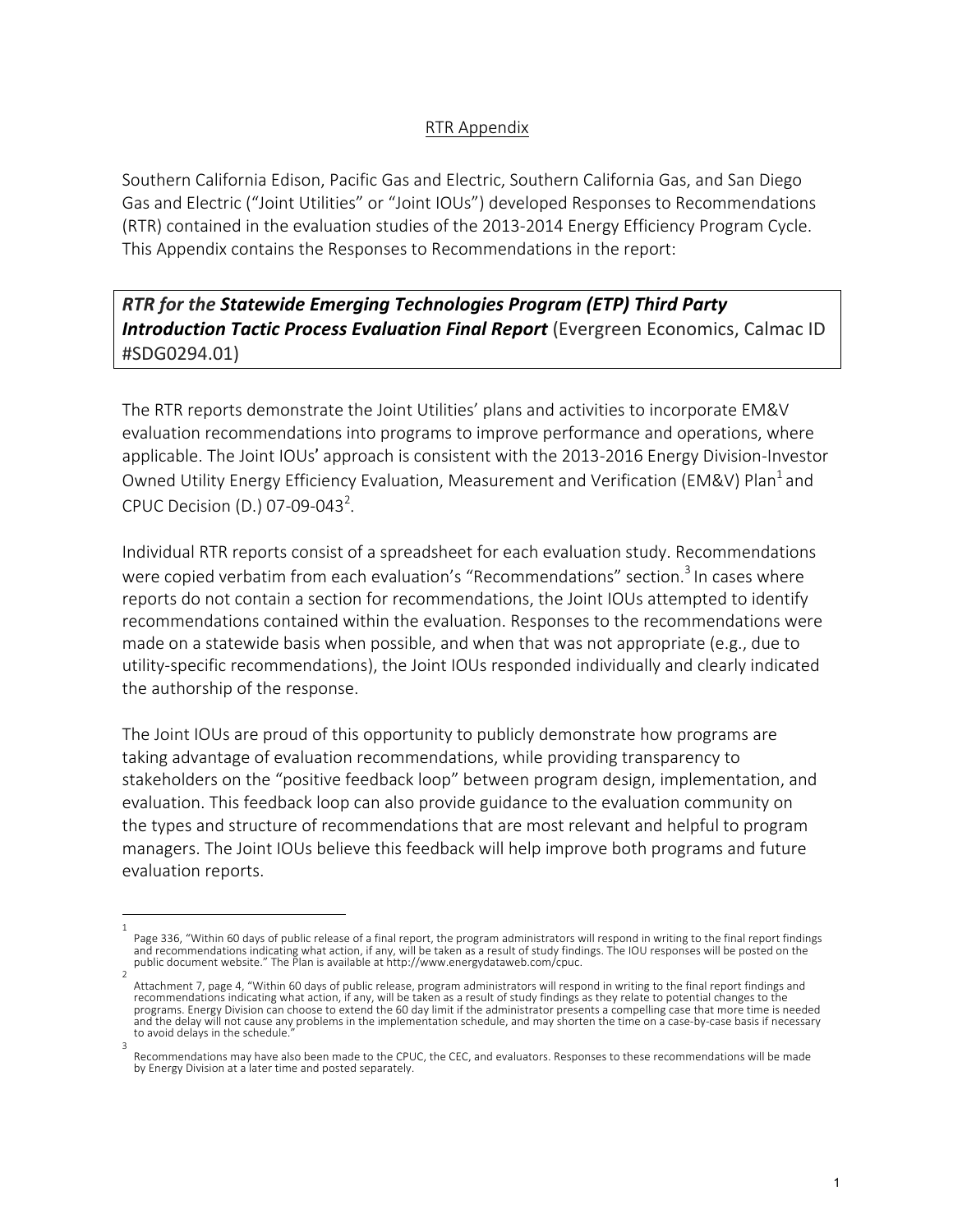## RTR Appendix

Southern California Edison, Pacific Gas and Electric, Southern California Gas, and San Diego Gas and Electric ("Joint Utilities" or "Joint IOUs") developed Responses to Recommendations (RTR) contained in the evaluation studies of the 2013-2014 Energy Efficiency Program Cycle. This Appendix contains the Responses to Recommendations in the report:

***RTR for the Statewide Emerging Technologies Program (ETP) Third Party Introduction Tactic Process Evaluation Final Report*** (Evergreen Economics, Calmac ID #SDG0294.01)

The RTR reports demonstrate the Joint Utilities' plans and activities to incorporate EM&V evaluation recommendations into programs to improve performance and operations, where applicable. The Joint IOUs' approach is consistent with the 2013-2016 Energy Division-Investor Owned Utility Energy Efficiency Evaluation, Measurement and Verification (EM&V) Plan[1] and CPUC Decision (D.) 07-09-043[2].

Individual RTR reports consist of a spreadsheet for each evaluation study. Recommendations were copied verbatim from each evaluation's "Recommendations" section.[3] In cases where reports do not contain a section for recommendations, the Joint IOUs attempted to identify recommendations contained within the evaluation. Responses to the recommendations were made on a statewide basis when possible, and when that was not appropriate (e.g., due to utility-specific recommendations), the Joint IOUs responded individually and clearly indicated the authorship of the response.

The Joint IOUs are proud of this opportunity to publicly demonstrate how programs are taking advantage of evaluation recommendations, while providing transparency to stakeholders on the "positive feedback loop" between program design, implementation, and evaluation. This feedback loop can also provide guidance to the evaluation community on the types and structure of recommendations that are most relevant and helpful to program managers. The Joint IOUs believe this feedback will help improve both programs and future evaluation reports.

---

[1] Page 336, "Within 60 days of public release of a final report, the program administrators will respond in writing to the final report findings and recommendations indicating what action, if any, will be taken as a result of study findings. The IOU responses will be posted on the public document website." The Plan is available at http://www.energydataweb.com/cpuc.

[2] Attachment 7, page 4, "Within 60 days of public release, program administrators will respond in writing to the final report findings and recommendations indicating what action, if any, will be taken as a result of study findings as they relate to potential changes to the programs. Energy Division can choose to extend the 60 day limit if the administrator presents a compelling case that more time is needed and the delay will not cause any problems in the implementation schedule, and may shorten the time on a case-by-case basis if necessary to avoid delays in the schedule."

[3] Recommendations may have also been made to the CPUC, the CEC, and evaluators. Responses to these recommendations will be made by Energy Division at a later time and posted separately.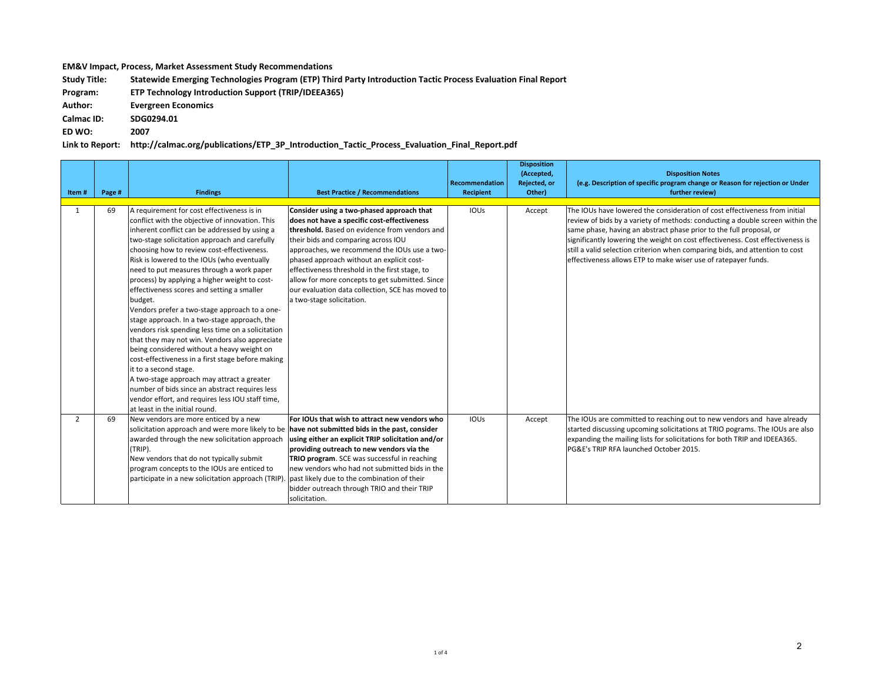**EM&V Impact, Process, Market Assessment Study Recommendations**

**Study Title:** Statewide Emerging Technologies Program (ETP) Third Party Introduction Tactic Process Evaluation Final Report

**Program:** ETP Technology Introduction Support (TRIP/IDEEA365)

**Author:** Evergreen Economics

**Calmac ID:** SDG0294.01

**ED WO:** 2007

**Link to Report:** http://calmac.org/publications/ETP_3P_Introduction_Tactic_Process_Evaluation_Final_Report.pdf

| Item # | Page # | Findings | Best Practice / Recommendations | Recommendation Recipient | Disposition (Accepted, Rejected, or Other) | Disposition Notes (e.g. Description of specific program change or Reason for rejection or Under further review) |
|---|---|---|---|---|---|---|
| 1 | 69 | A requirement for cost effectiveness is in conflict with the objective of innovation. This inherent conflict can be addressed by using a two-stage solicitation approach and carefully choosing how to review cost-effectiveness. Risk is lowered to the IOUs (who eventually need to put measures through a work paper process) by applying a higher weight to cost-effectiveness scores and setting a smaller budget.<br>Vendors prefer a two-stage approach to a one-stage approach. In a two-stage approach, the vendors risk spending less time on a solicitation that they may not win. Vendors also appreciate being considered without a heavy weight on cost-effectiveness in a first stage before making it to a second stage.<br>A two-stage approach may attract a greater number of bids since an abstract requires less vendor effort, and requires less IOU staff time, at least in the initial round. | **Consider using a two-phased approach that does not have a specific cost-effectiveness threshold.** Based on evidence from vendors and their bids and comparing across IOU approaches, we recommend the IOUs use a two-phased approach without an explicit cost-effectiveness threshold in the first stage, to allow for more concepts to get submitted. Since our evaluation data collection, SCE has moved to a two-stage solicitation. | IOUs | Accept | The IOUs have lowered the consideration of cost effectiveness from initial review of bids by a variety of methods: conducting a double screen within the same phase, having an abstract phase prior to the full proposal, or significantly lowering the weight on cost effectiveness. Cost effectiveness is still a valid selection criterion when comparing bids, and attention to cost effectiveness allows ETP to make wiser use of ratepayer funds. |
| 2 | 69 | New vendors are more enticed by a new solicitation approach and were more likely to be awarded through the new solicitation approach (TRIP).<br>New vendors that do not typically submit program concepts to the IOUs are enticed to participate in a new solicitation approach (TRIP). | **For IOUs that wish to attract new vendors who have not submitted bids in the past, consider using either an explicit TRIP solicitation and/or providing outreach to new vendors via the TRIO program**. SCE was successful in reaching new vendors who had not submitted bids in the past likely due to the combination of their bidder outreach through TRIO and their TRIP solicitation. | IOUs | Accept | The IOUs are committed to reaching out to new vendors and have already started discussing upcoming solicitations at TRIO pograms. The IOUs are also expanding the mailing lists for solicitations for both TRIP and IDEEA365. PG&E's TRIP RFA launched October 2015. |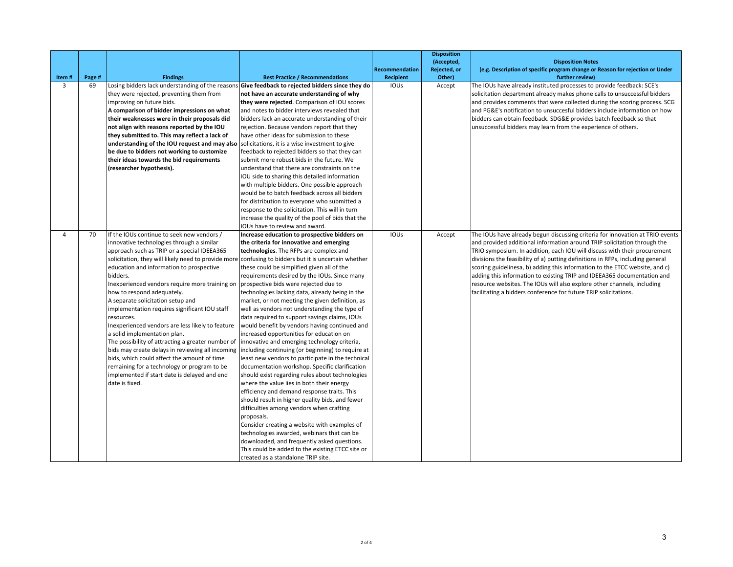| Item # | Page # | Findings | Best Practice / Recommendations | Recommendation Recipient | Disposition (Accepted, Rejected, or Other) | Disposition Notes (e.g. Description of specific program change or Reason for rejection or Under further review) |
|---|---|---|---|---|---|---|
| 3 | 69 | Losing bidders lack understanding of the reasons they were rejected, preventing them from improving on future bids. **A comparison of bidder impressions on what their weaknesses were in their proposals did not align with reasons reported by the IOU they submitted to. This may reflect a lack of understanding of the IOU request and may also be due to bidders not working to customize their ideas towards the bid requirements (researcher hypothesis).** | **Give feedback to rejected bidders since they do not have an accurate understanding of why they were rejected**. Comparison of IOU scores and notes to bidder interviews revealed that bidders lack an accurate understanding of their rejection. Because vendors report that they have other ideas for submission to these solicitations, it is a wise investment to give feedback to rejected bidders so that they can submit more robust bids in the future. We understand that there are constraints on the IOU side to sharing this detailed information with multiple bidders. One possible approach would be to batch feedback across all bidders for distribution to everyone who submitted a response to the solicitation. This will in turn increase the quality of the pool of bids that the IOUs have to review and award. | IOUs | Accept | The IOUs have already instituted processes to provide feedback: SCE's solicitation department already makes phone calls to unsuccessful bidders and provides comments that were collected during the scoring process. SCG and PG&E's notification to unsuccesful bidders include information on how bidders can obtain feedback. SDG&E provides batch feedback so that unsuccessful bidders may learn from the experience of others. |
| 4 | 70 | If the IOUs continue to seek new vendors / innovative technologies through a similar approach such as TRIP or a special IDEEA365 solicitation, they will likely need to provide more education and information to prospective bidders.<br>Inexperienced vendors require more training on how to respond adequately.<br>A separate solicitation setup and implementation requires significant IOU staff resources.<br>Inexperienced vendors are less likely to feature a solid implementation plan.<br>The possibility of attracting a greater number of bids may create delays in reviewing all incoming bids, which could affect the amount of time remaining for a technology or program to be implemented if start date is delayed and end date is fixed. | **Increase education to prospective bidders on the criteria for innovative and emerging technologies**. The RFPs are complex and confusing to bidders but it is uncertain whether these could be simplified given all of the requirements desired by the IOUs. Since many prospective bids were rejected due to technologies lacking data, already being in the market, or not meeting the given definition, as well as vendors not understanding the type of data required to support savings claims, IOUs would benefit by vendors having continued and increased opportunities for education on innovative and emerging technology criteria, including continuing (or beginning) to require at least new vendors to participate in the technical documentation workshop. Specific clarification should exist regarding rules about technologies where the value lies in both their energy efficiency and demand response traits. This should result in higher quality bids, and fewer difficulties among vendors when crafting proposals.<br>Consider creating a website with examples of technologies awarded, webinars that can be downloaded, and frequently asked questions. This could be added to the existing ETCC site or created as a standalone TRIP site. | IOUs | Accept | The IOUs have already begun discussing criteria for innovation at TRIO events and provided additional information around TRIP solicitation through the TRIO symposium. In addition, each IOU will discuss with their procurement divisions the feasibility of a) putting definitions in RFPs, including general scoring guidelinesa, b) adding this information to the ETCC website, and c) adding this information to existing TRIP and IDEEA365 documentation and resource websites. The IOUs will also explore other channels, including facilitating a bidders conference for future TRIP solicitations. |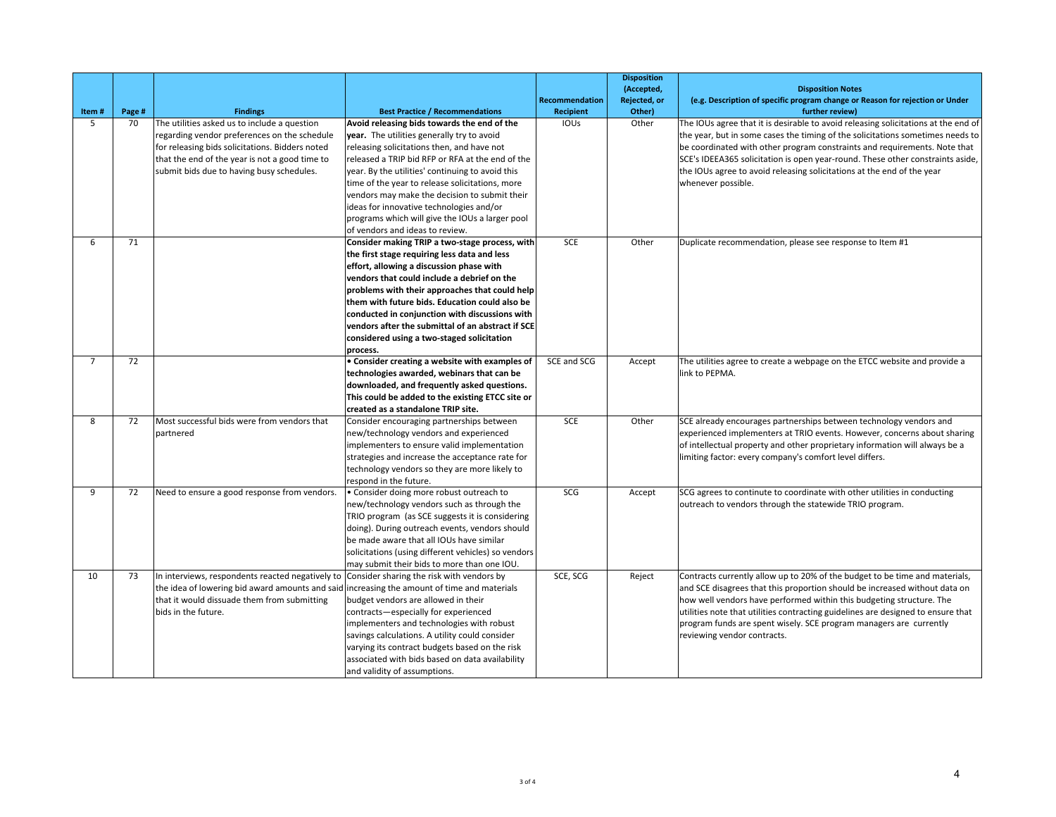| Item # | Page # | Findings | Best Practice / Recommendations | Recommendation Recipient | Disposition (Accepted, Rejected, or Other) | Disposition Notes (e.g. Description of specific program change or Reason for rejection or Under further review) |
|---|---|---|---|---|---|---|
| 5 | 70 | The utilities asked us to include a question regarding vendor preferences on the schedule for releasing bids solicitations. Bidders noted that the end of the year is not a good time to submit bids due to having busy schedules. | **Avoid releasing bids towards the end of the year.** The utilities generally try to avoid releasing solicitations then, and have not released a TRIP bid RFP or RFA at the end of the year. By the utilities' continuing to avoid this time of the year to release solicitations, more vendors may make the decision to submit their ideas for innovative technologies and/or programs which will give the IOUs a larger pool of vendors and ideas to review. | IOUs | Other | The IOUs agree that it is desirable to avoid releasing solicitations at the end of the year, but in some cases the timing of the solicitations sometimes needs to be coordinated with other program constraints and requirements. Note that SCE's IDEEA365 solicitation is open year-round. These other constraints aside, the IOUs agree to avoid releasing solicitations at the end of the year whenever possible. |
| 6 | 71 | | **Consider making TRIP a two-stage process, with the first stage requiring less data and less effort, allowing a discussion phase with vendors that could include a debrief on the problems with their approaches that could help them with future bids. Education could also be conducted in conjunction with discussions with vendors after the submittal of an abstract if SCE considered using a two-staged solicitation process.** | SCE | Other | Duplicate recommendation, please see response to Item #1 |
| 7 | 72 | | **• Consider creating a website with examples of technologies awarded, webinars that can be downloaded, and frequently asked questions. This could be added to the existing ETCC site or created as a standalone TRIP site.** | SCE and SCG | Accept | The utilities agree to create a webpage on the ETCC website and provide a link to PEPMA. |
| 8 | 72 | Most successful bids were from vendors that partnered | Consider encouraging partnerships between new/technology vendors and experienced implementers to ensure valid implementation strategies and increase the acceptance rate for technology vendors so they are more likely to respond in the future. | SCE | Other | SCE already encourages partnerships between technology vendors and experienced implementers at TRIO events. However, concerns about sharing of intellectual property and other proprietary information will always be a limiting factor: every company's comfort level differs. |
| 9 | 72 | Need to ensure a good response from vendors. | • Consider doing more robust outreach to new/technology vendors such as through the TRIO program (as SCE suggests it is considering doing). During outreach events, vendors should be made aware that all IOUs have similar solicitations (using different vehicles) so vendors may submit their bids to more than one IOU. | SCG | Accept | SCG agrees to contintute to coordinate with other utilities in conducting outreach to vendors through the statewide TRIO program. |
| 10 | 73 | In interviews, respondents reacted negatively to the idea of lowering bid award amounts and said that it would dissuade them from submitting bids in the future. | Consider sharing the risk with vendors by increasing the amount of time and materials budget vendors are allowed in their contracts—especially for experienced implementers and technologies with robust savings calculations. A utility could consider varying its contract budgets based on the risk associated with bids based on data availability and validity of assumptions. | SCE, SCG | Reject | Contracts currently allow up to 20% of the budget to be time and materials, and SCE disagrees that this proportion should be increased without data on how well vendors have performed within this budgeting structure. The utilities note that utilities contracting guidelines are designed to ensure that program funds are spent wisely. SCE program managers are currently reviewing vendor contracts. |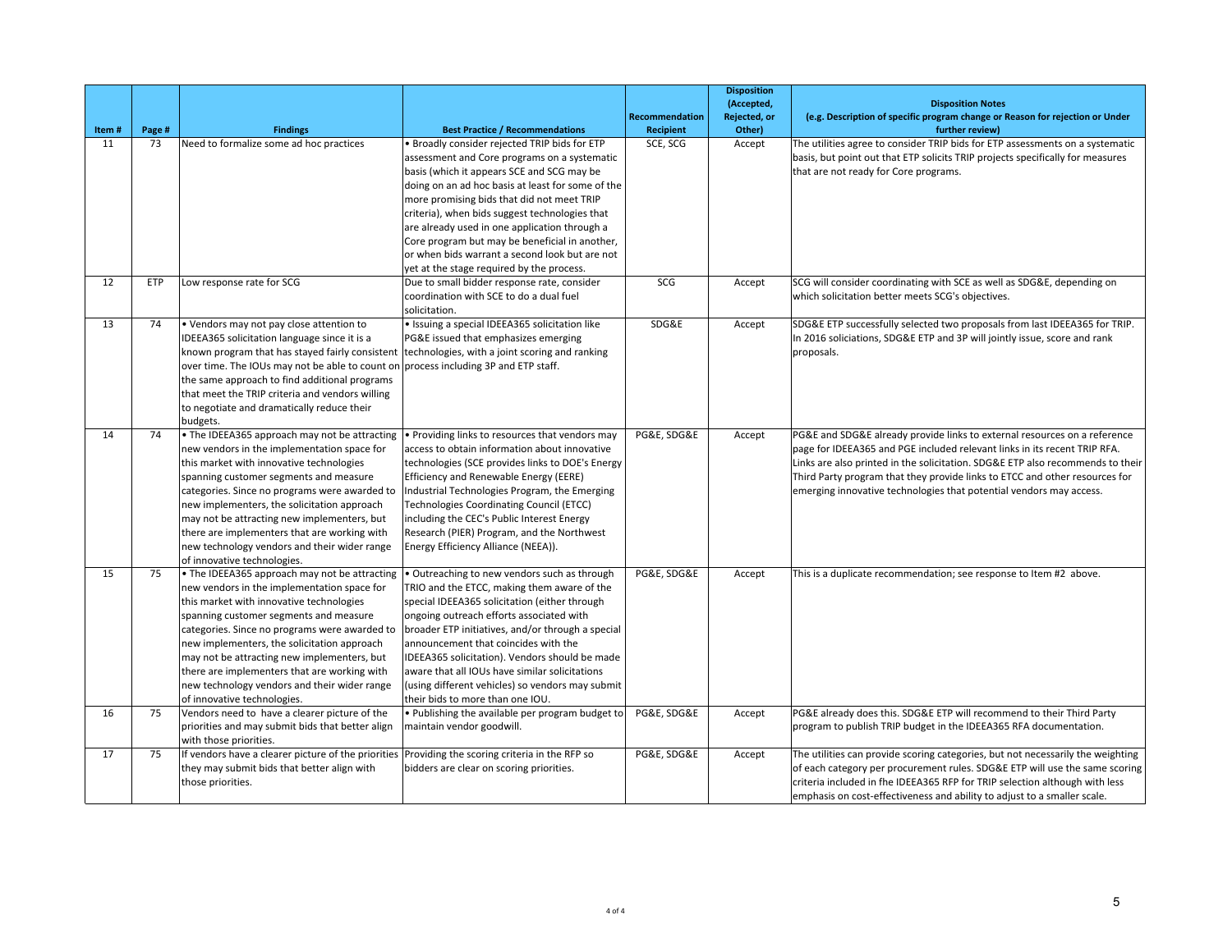| Item # | Page # | Findings | Best Practice / Recommendations | Recommendation Recipient | Disposition (Accepted, Rejected, or Other) | Disposition Notes (e.g. Description of specific program change or Reason for rejection or Under further review) |
|---|---|---|---|---|---|---|
| 11 | 73 | Need to formalize some ad hoc practices | • Broadly consider rejected TRIP bids for ETP assessment and Core programs on a systematic basis (which it appears SCE and SCG may be doing on an ad hoc basis at least for some of the more promising bids that did not meet TRIP criteria), when bids suggest technologies that are already used in one application through a Core program but may be beneficial in another, or when bids warrant a second look but are not yet at the stage required by the process. | SCE, SCG | Accept | The utilities agree to consider TRIP bids for ETP assessments on a systematic basis, but point out that ETP solicits TRIP projects specifically for measures that are not ready for Core programs. |
| 12 | ETP | Low response rate for SCG | Due to small bidder response rate, consider coordination with SCE to do a dual fuel solicitation. | SCG | Accept | SCG will consider coordinating with SCE as well as SDG&E, depending on which solicitation better meets SCG's objectives. |
| 13 | 74 | • Vendors may not pay close attention to IDEEA365 solicitation language since it is a known program that has stayed fairly consistent over time. The IOUs may not be able to count on the same approach to find additional programs that meet the TRIP criteria and vendors willing to negotiate and dramatically reduce their budgets. | • Issuing a special IDEEA365 solicitation like PG&E issued that emphasizes emerging technologies, with a joint scoring and ranking process including 3P and ETP staff. | SDG&E | Accept | SDG&E ETP successfully selected two proposals from last IDEEA365 for TRIP. In 2016 soliciations, SDG&E ETP and 3P will jointly issue, score and rank proposals. |
| 14 | 74 | • The IDEEA365 approach may not be attracting new vendors in the implementation space for this market with innovative technologies spanning customer segments and measure categories. Since no programs were awarded to new implementers, the solicitation approach may not be attracting new implementers, but there are implementers that are working with new technology vendors and their wider range of innovative technologies. | • Providing links to resources that vendors may access to obtain information about innovative technologies (SCE provides links to DOE's Energy Efficiency and Renewable Energy (EERE) Industrial Technologies Program, the Emerging Technologies Coordinating Council (ETCC) including the CEC's Public Interest Energy Research (PIER) Program, and the Northwest Energy Efficiency Alliance (NEEA)). | PG&E, SDG&E | Accept | PG&E and SDG&E already provide links to external resources on a reference page for IDEEA365 and PGE included relevant links in its recent TRIP RFA. Links are also printed in the solicitation. SDG&E ETP also recommends to their Third Party program that they provide links to ETCC and other resources for emerging innovative technologies that potential vendors may access. |
| 15 | 75 | • The IDEEA365 approach may not be attracting new vendors in the implementation space for this market with innovative technologies spanning customer segments and measure categories. Since no programs were awarded to new implementers, the solicitation approach may not be attracting new implementers, but there are implementers that are working with new technology vendors and their wider range of innovative technologies. | • Outreaching to new vendors such as through TRIO and the ETCC, making them aware of the special IDEEA365 solicitation (either through ongoing outreach efforts associated with broader ETP initiatives, and/or through a special announcement that coincides with the IDEEA365 solicitation). Vendors should be made aware that all IOUs have similar solicitations (using different vehicles) so vendors may submit their bids to more than one IOU. | PG&E, SDG&E | Accept | This is a duplicate recommendation; see response to Item #2 above. |
| 16 | 75 | Vendors need to have a clearer picture of the priorities and may submit bids that better align with those priorities. | • Publishing the available per program budget to maintain vendor goodwill. | PG&E, SDG&E | Accept | PG&E already does this. SDG&E ETP will recommend to their Third Party program to publish TRIP budget in the IDEEA365 RFA documentation. |
| 17 | 75 | If vendors have a clearer picture of the priorities they may submit bids that better align with those priorities. | Providing the scoring criteria in the RFP so bidders are clear on scoring priorities. | PG&E, SDG&E | Accept | The utilities can provide scoring categories, but not necessarily the weighting of each category per procurement rules. SDG&E ETP will use the same scoring criteria included in fhe IDEEA365 RFP for TRIP selection although with less emphasis on cost-effectiveness and ability to adjust to a smaller scale. |